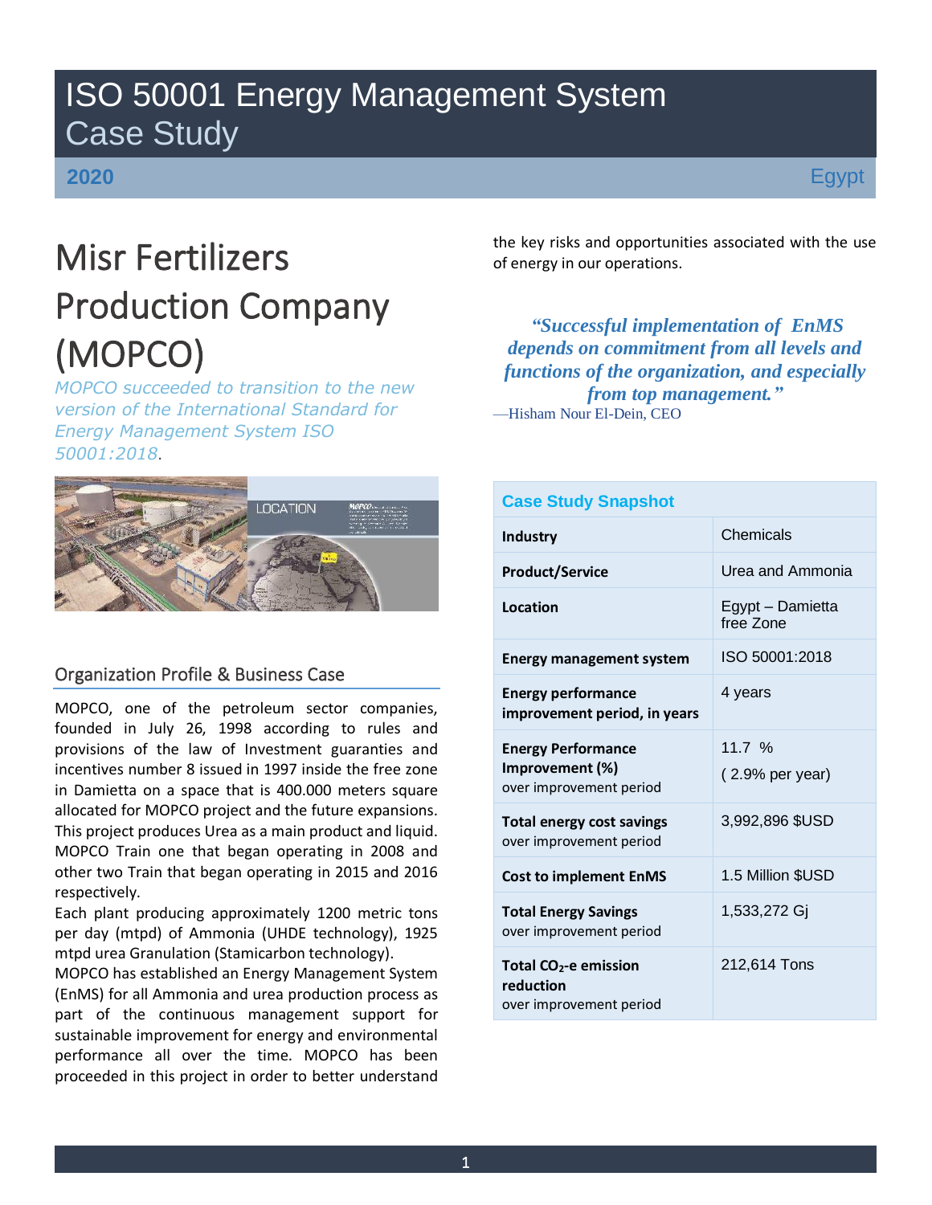# ISO 50001 Energy Management System
## Case Study

**2020** Egypt

# Misr Fertilizers Production Company (MOPCO)

*MOPCO succeeded to transition to the new version of the International Standard for Energy Management System ISO 50001:2018.*

## Organization Profile & Business Case

MOPCO, one of the petroleum sector companies, founded in July 26, 1998 according to rules and provisions of the law of Investment guaranties and incentives number 8 issued in 1997 inside the free zone in Damietta on a space that is 400.000 meters square allocated for MOPCO project and the future expansions. This project produces Urea as a main product and liquid. MOPCO Train one that began operating in 2008 and other two Train that began operating in 2015 and 2016 respectively.

Each plant producing approximately 1200 metric tons per day (mtpd) of Ammonia (UHDE technology), 1925 mtpd urea Granulation (Stamicarbon technology).

MOPCO has established an Energy Management System (EnMS) for all Ammonia and urea production process as part of the continuous management support for sustainable improvement for energy and environmental performance all over the time. MOPCO has been proceeded in this project in order to better understand the key risks and opportunities associated with the use of energy in our operations.

> ***"Successful implementation of EnMS depends on commitment from all levels and functions of the organization, and especially from top management."***
> —Hisham Nour El-Dein, CEO

| Case Study Snapshot | |
|---|---|
| **Industry** | Chemicals |
| **Product/Service** | Urea and Ammonia |
| **Location** | Egypt – Damietta free Zone |
| **Energy management system** | ISO 50001:2018 |
| **Energy performance improvement period, in years** | 4 years |
| **Energy Performance Improvement (%)** over improvement period | 11.7 % ( 2.9% per year) |
| **Total energy cost savings** over improvement period | 3,992,896 $USD |
| **Cost to implement EnMS** | 1.5 Million $USD |
| **Total Energy Savings** over improvement period | 1,533,272 Gj |
| **Total $CO_2$-e emission reduction** over improvement period | 212,614 Tons |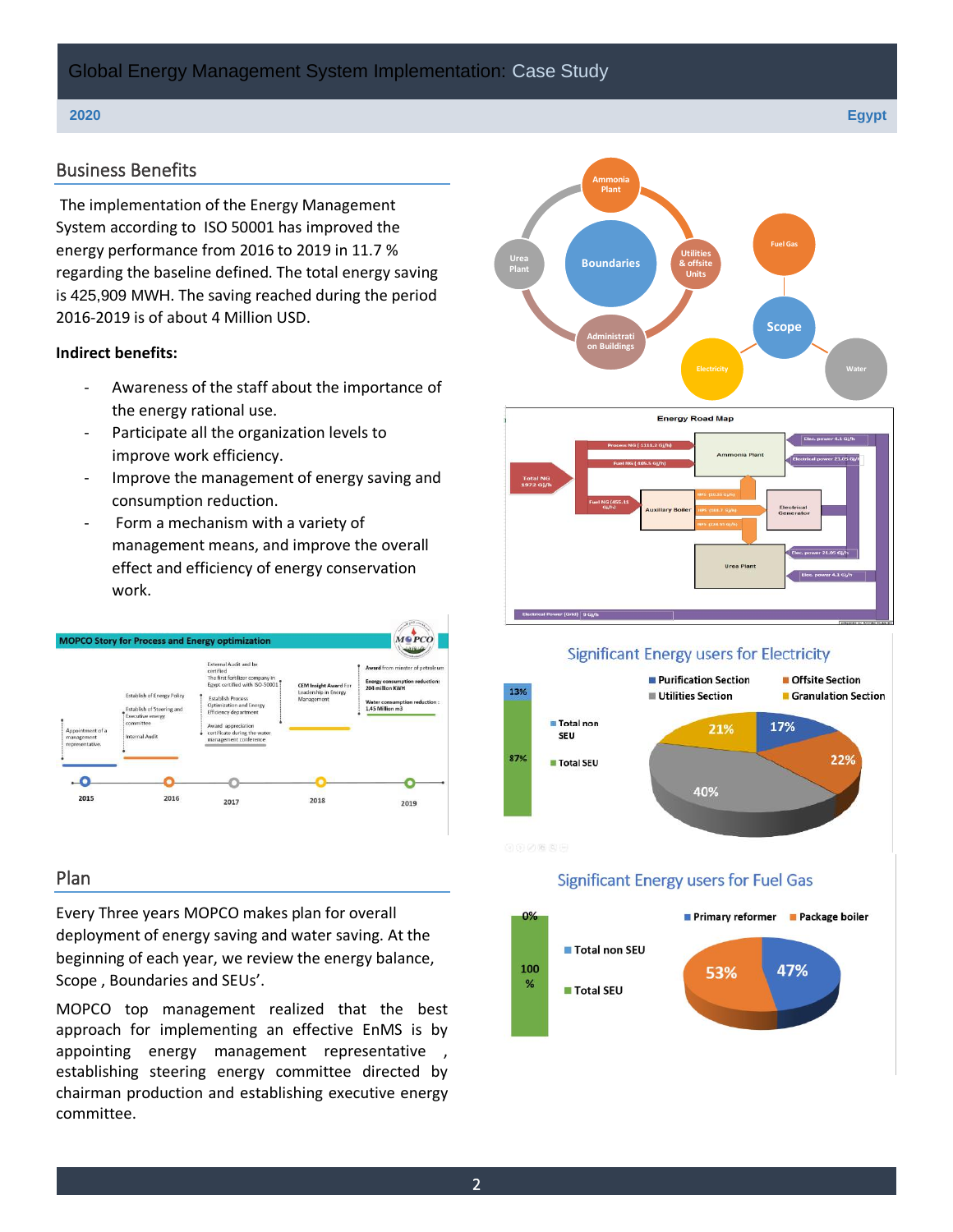## Business Benefits

The implementation of the Energy Management System according to ISO 50001 has improved the energy performance from 2016 to 2019 in 11.7 % regarding the baseline defined. The total energy saving is 425,909 MWH. The saving reached during the period 2016-2019 is of about 4 Million USD.

**Indirect benefits:**

- Awareness of the staff about the importance of the energy rational use.
- Participate all the organization levels to improve work efficiency.
- Improve the management of energy saving and consumption reduction.
- Form a mechanism with a variety of management means, and improve the overall effect and efficiency of energy conservation work.

## Plan

Every Three years MOPCO makes plan for overall deployment of energy saving and water saving. At the beginning of each year, we review the energy balance, Scope , Boundaries and SEUs'.

MOPCO top management realized that the best approach for implementing an effective EnMS is by appointing energy management representative , establishing steering energy committee directed by chairman production and establishing executive energy committee.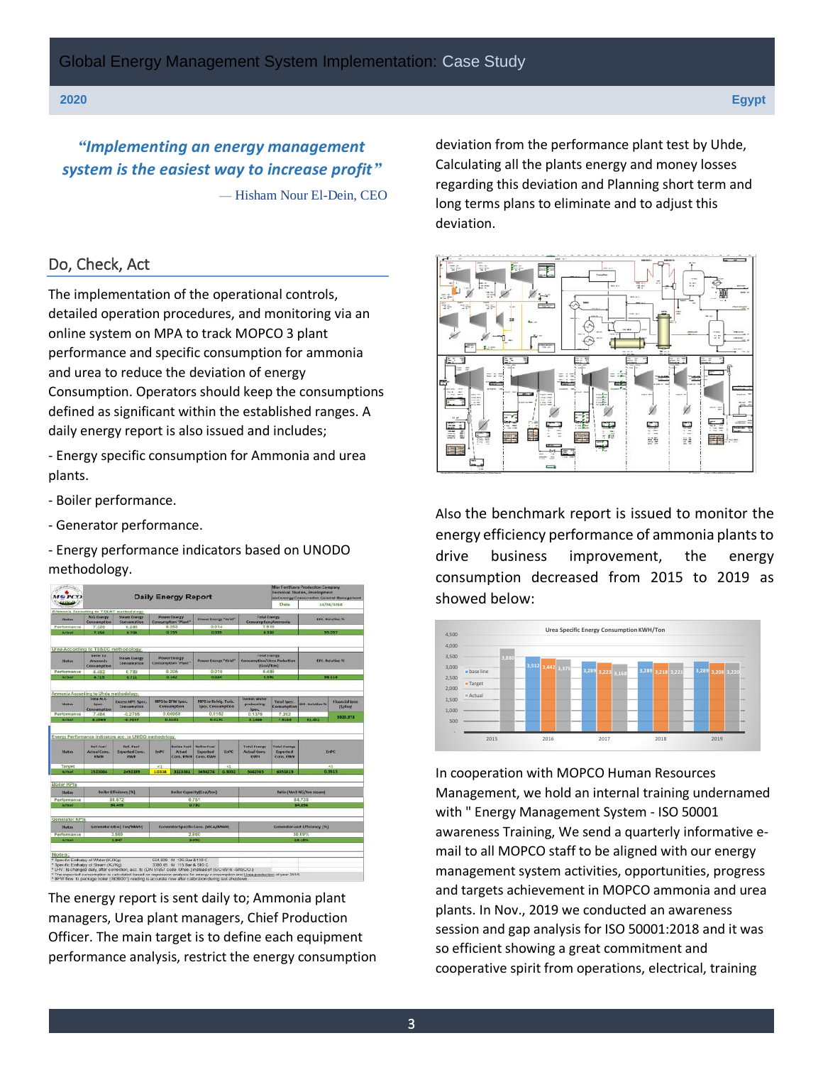*"Implementing an energy management system is the easiest way to increase profit"*

— Hisham Nour El-Dein, CEO

## Do, Check, Act

The implementation of the operational controls, detailed operation procedures, and monitoring via an online system on MPA to track MOPCO 3 plant performance and specific consumption for ammonia and urea to reduce the deviation of energy Consumption. Operators should keep the consumptions defined as significant within the established ranges. A daily energy report is also issued and includes;

- Energy specific consumption for Ammonia and urea plants.
- Boiler performance.
- Generator performance.
- Energy performance indicators based on UNODO methodology.

The energy report is sent daily to; Ammonia plant managers, Urea plant managers, Chief Production Officer. The main target is to define each equipment performance analysis, restrict the energy consumption deviation from the performance plant test by Uhde, Calculating all the plants energy and money losses regarding this deviation and Planning short term and long terms plans to eliminate and to adjust this deviation.

Also the benchmark report is issued to monitor the energy efficiency performance of ammonia plants to drive business improvement, the energy consumption decreased from 2015 to 2019 as showed below:

In cooperation with MOPCO Human Resources Management, we hold an internal training undernamed with " Energy Management System - ISO 50001 awareness Training, We send a quarterly informative e-mail to all MOPCO staff to be aligned with our energy management system activities, opportunities, progress and targets achievement in MOPCO ammonia and urea plants. In Nov., 2019 we conducted an awareness session and gap analysis for ISO 50001:2018 and it was so efficient showing a great commitment and cooperative spirit from operations, electrical, training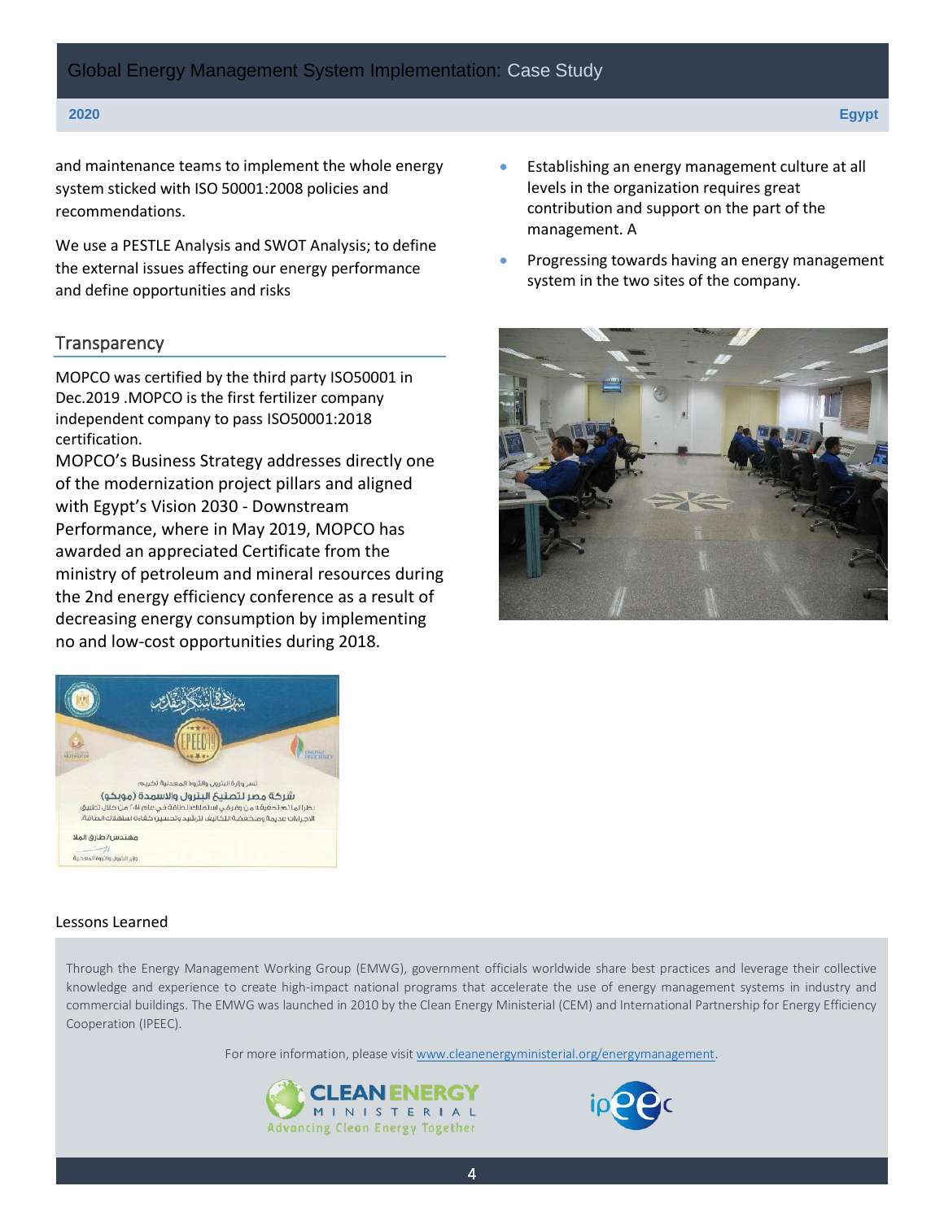and maintenance teams to implement the whole energy system sticked with ISO 50001:2008 policies and recommendations.

We use a PESTLE Analysis and SWOT Analysis; to define the external issues affecting our energy performance and define opportunities and risks

## Transparency

MOPCO was certified by the third party ISO50001 in Dec.2019 .MOPCO is the first fertilizer company independent company to pass ISO50001:2018 certification.

MOPCO's Business Strategy addresses directly one of the modernization project pillars and aligned with Egypt's Vision 2030 - Downstream Performance, where in May 2019, MOPCO has awarded an appreciated Certificate from the ministry of petroleum and mineral resources during the 2nd energy efficiency conference as a result of decreasing energy consumption by implementing no and low-cost opportunities during 2018.

- Establishing an energy management culture at all levels in the organization requires great contribution and support on the part of the management. A
- Progressing towards having an energy management system in the two sites of the company.

## Lessons Learned

Through the Energy Management Working Group (EMWG), government officials worldwide share best practices and leverage their collective knowledge and experience to create high-impact national programs that accelerate the use of energy management systems in industry and commercial buildings. The EMWG was launched in 2010 by the Clean Energy Ministerial (CEM) and International Partnership for Energy Efficiency Cooperation (IPEEC).

For more information, please visit www.cleanenergyministerial.org/energymanagement.